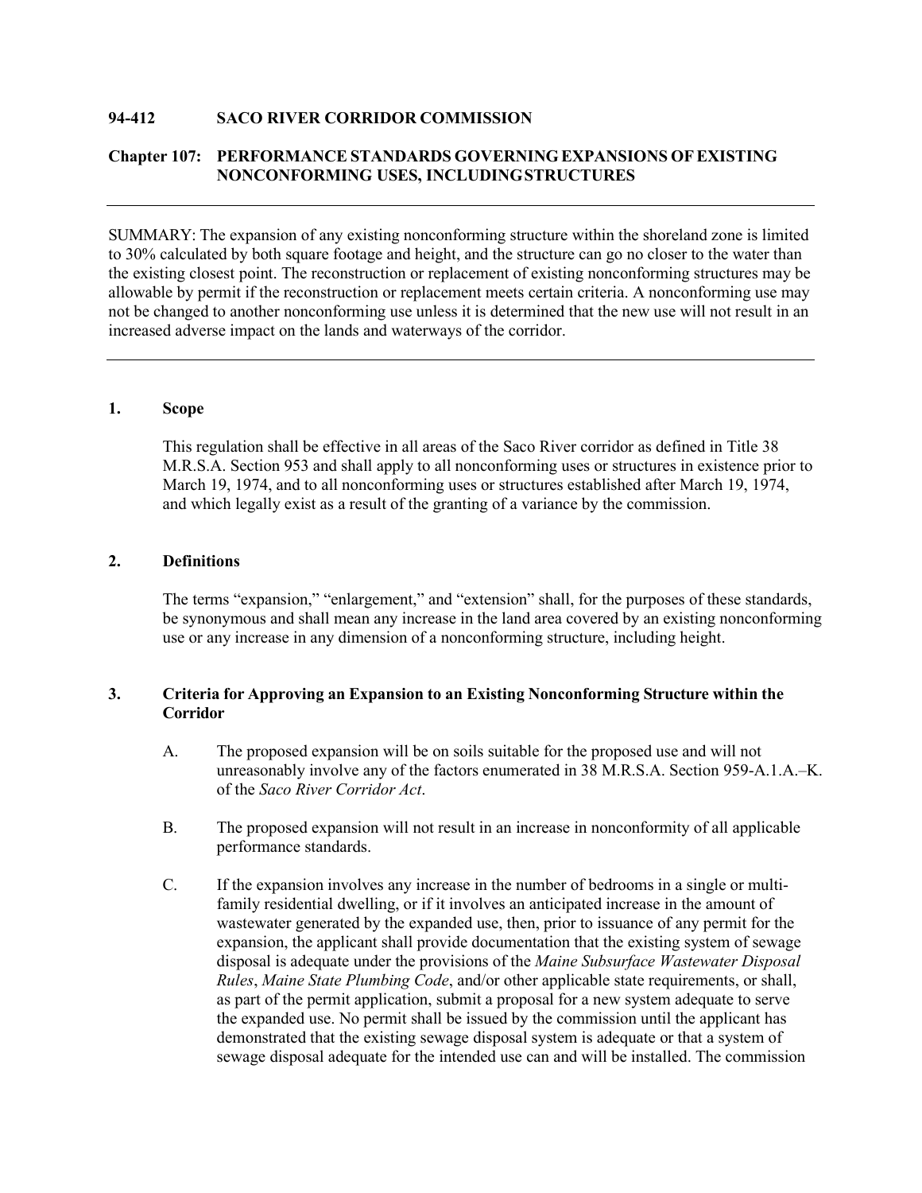**94-412 SACO RIVER CORRIDOR COMMISSION**

**Chapter 107: PERFORMANCE STANDARDS GOVERNING EXPANSIONS OF EXISTING NONCONFORMING USES, INCLUDING STRUCTURES**

---

SUMMARY: The expansion of any existing nonconforming structure within the shoreland zone is limited to 30% calculated by both square footage and height, and the structure can go no closer to the water than the existing closest point. The reconstruction or replacement of existing nonconforming structures may be allowable by permit if the reconstruction or replacement meets certain criteria. A nonconforming use may not be changed to another nonconforming use unless it is determined that the new use will not result in an increased adverse impact on the lands and waterways of the corridor.

---

## 1. Scope

This regulation shall be effective in all areas of the Saco River corridor as defined in Title 38 M.R.S.A. Section 953 and shall apply to all nonconforming uses or structures in existence prior to March 19, 1974, and to all nonconforming uses or structures established after March 19, 1974, and which legally exist as a result of the granting of a variance by the commission.

## 2. Definitions

The terms "expansion," "enlargement," and "extension" shall, for the purposes of these standards, be synonymous and shall mean any increase in the land area covered by an existing nonconforming use or any increase in any dimension of a nonconforming structure, including height.

## 3. Criteria for Approving an Expansion to an Existing Nonconforming Structure within the Corridor

A. The proposed expansion will be on soils suitable for the proposed use and will not unreasonably involve any of the factors enumerated in 38 M.R.S.A. Section 959-A.1.A.–K. of the *Saco River Corridor Act*.

B. The proposed expansion will not result in an increase in nonconformity of all applicable performance standards.

C. If the expansion involves any increase in the number of bedrooms in a single or multi-family residential dwelling, or if it involves an anticipated increase in the amount of wastewater generated by the expanded use, then, prior to issuance of any permit for the expansion, the applicant shall provide documentation that the existing system of sewage disposal is adequate under the provisions of the *Maine Subsurface Wastewater Disposal Rules*, *Maine State Plumbing Code*, and/or other applicable state requirements, or shall, as part of the permit application, submit a proposal for a new system adequate to serve the expanded use. No permit shall be issued by the commission until the applicant has demonstrated that the existing sewage disposal system is adequate or that a system of sewage disposal adequate for the intended use can and will be installed. The commission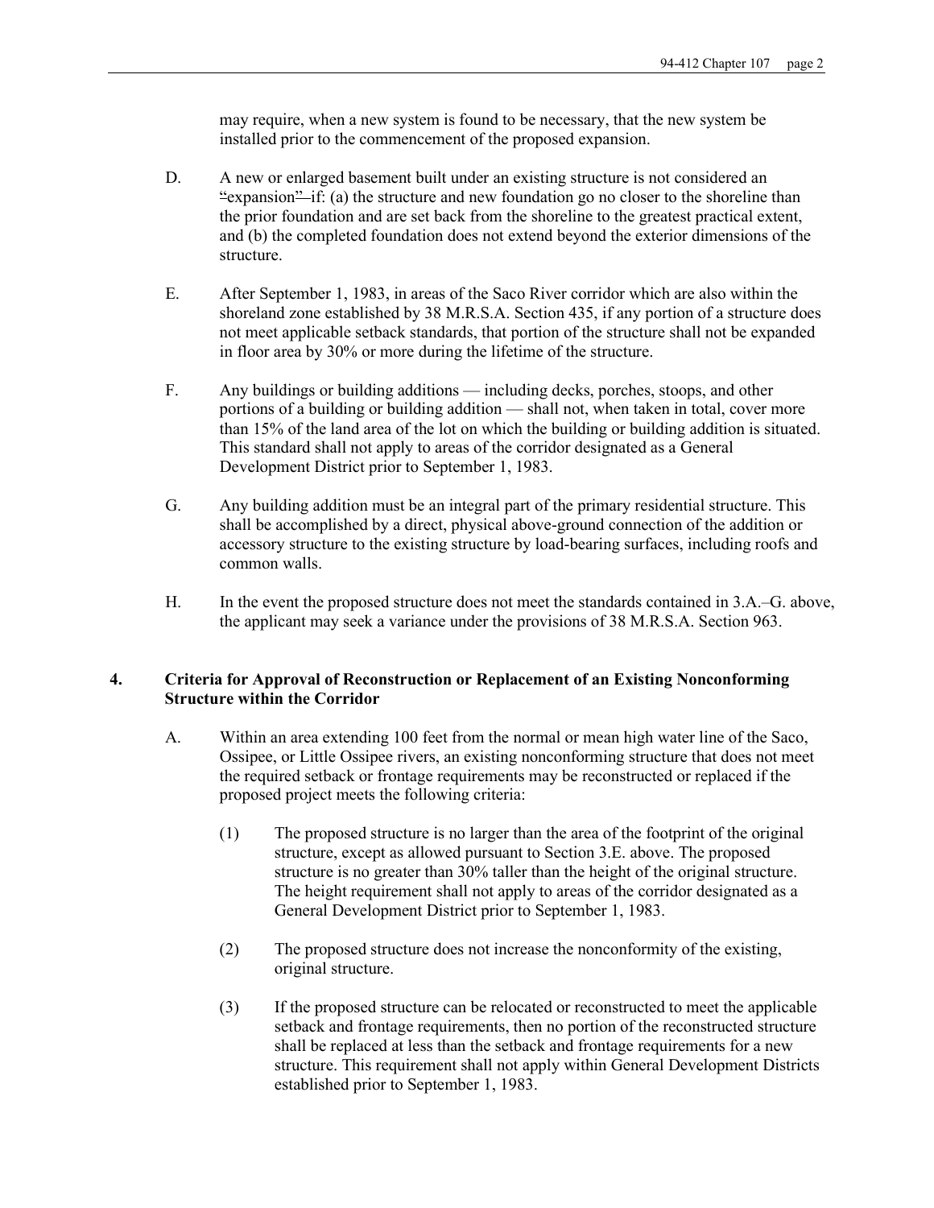may require, when a new system is found to be necessary, that the new system be installed prior to the commencement of the proposed expansion.

D. A new or enlarged basement built under an existing structure is not considered an "expansion" if: (a) the structure and new foundation go no closer to the shoreline than the prior foundation and are set back from the shoreline to the greatest practical extent, and (b) the completed foundation does not extend beyond the exterior dimensions of the structure.

E. After September 1, 1983, in areas of the Saco River corridor which are also within the shoreland zone established by 38 M.R.S.A. Section 435, if any portion of a structure does not meet applicable setback standards, that portion of the structure shall not be expanded in floor area by 30% or more during the lifetime of the structure.

F. Any buildings or building additions — including decks, porches, stoops, and other portions of a building or building addition — shall not, when taken in total, cover more than 15% of the land area of the lot on which the building or building addition is situated. This standard shall not apply to areas of the corridor designated as a General Development District prior to September 1, 1983.

G. Any building addition must be an integral part of the primary residential structure. This shall be accomplished by a direct, physical above-ground connection of the addition or accessory structure to the existing structure by load-bearing surfaces, including roofs and common walls.

H. In the event the proposed structure does not meet the standards contained in 3.A.–G. above, the applicant may seek a variance under the provisions of 38 M.R.S.A. Section 963.

## 4. Criteria for Approval of Reconstruction or Replacement of an Existing Nonconforming Structure within the Corridor

A. Within an area extending 100 feet from the normal or mean high water line of the Saco, Ossipee, or Little Ossipee rivers, an existing nonconforming structure that does not meet the required setback or frontage requirements may be reconstructed or replaced if the proposed project meets the following criteria:

(1) The proposed structure is no larger than the area of the footprint of the original structure, except as allowed pursuant to Section 3.E. above. The proposed structure is no greater than 30% taller than the height of the original structure. The height requirement shall not apply to areas of the corridor designated as a General Development District prior to September 1, 1983.

(2) The proposed structure does not increase the nonconformity of the existing, original structure.

(3) If the proposed structure can be relocated or reconstructed to meet the applicable setback and frontage requirements, then no portion of the reconstructed structure shall be replaced at less than the setback and frontage requirements for a new structure. This requirement shall not apply within General Development Districts established prior to September 1, 1983.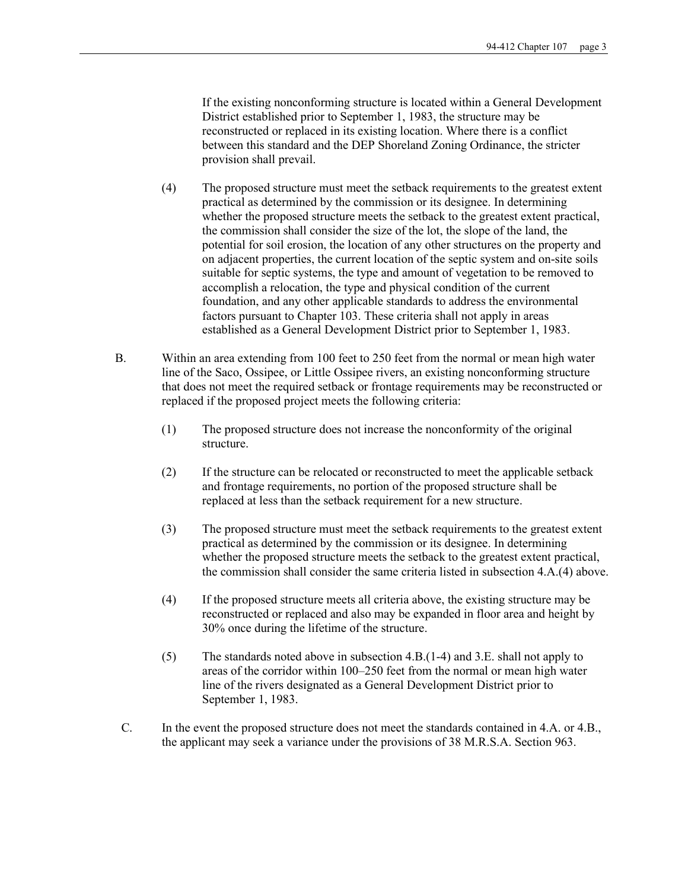If the existing nonconforming structure is located within a General Development District established prior to September 1, 1983, the structure may be reconstructed or replaced in its existing location. Where there is a conflict between this standard and the DEP Shoreland Zoning Ordinance, the stricter provision shall prevail.

(4) The proposed structure must meet the setback requirements to the greatest extent practical as determined by the commission or its designee. In determining whether the proposed structure meets the setback to the greatest extent practical, the commission shall consider the size of the lot, the slope of the land, the potential for soil erosion, the location of any other structures on the property and on adjacent properties, the current location of the septic system and on-site soils suitable for septic systems, the type and amount of vegetation to be removed to accomplish a relocation, the type and physical condition of the current foundation, and any other applicable standards to address the environmental factors pursuant to Chapter 103. These criteria shall not apply in areas established as a General Development District prior to September 1, 1983.

B. Within an area extending from 100 feet to 250 feet from the normal or mean high water line of the Saco, Ossipee, or Little Ossipee rivers, an existing nonconforming structure that does not meet the required setback or frontage requirements may be reconstructed or replaced if the proposed project meets the following criteria:

(1) The proposed structure does not increase the nonconformity of the original structure.

(2) If the structure can be relocated or reconstructed to meet the applicable setback and frontage requirements, no portion of the proposed structure shall be replaced at less than the setback requirement for a new structure.

(3) The proposed structure must meet the setback requirements to the greatest extent practical as determined by the commission or its designee. In determining whether the proposed structure meets the setback to the greatest extent practical, the commission shall consider the same criteria listed in subsection 4.A.(4) above.

(4) If the proposed structure meets all criteria above, the existing structure may be reconstructed or replaced and also may be expanded in floor area and height by 30% once during the lifetime of the structure.

(5) The standards noted above in subsection 4.B.(1-4) and 3.E. shall not apply to areas of the corridor within 100–250 feet from the normal or mean high water line of the rivers designated as a General Development District prior to September 1, 1983.

C. In the event the proposed structure does not meet the standards contained in 4.A. or 4.B., the applicant may seek a variance under the provisions of 38 M.R.S.A. Section 963.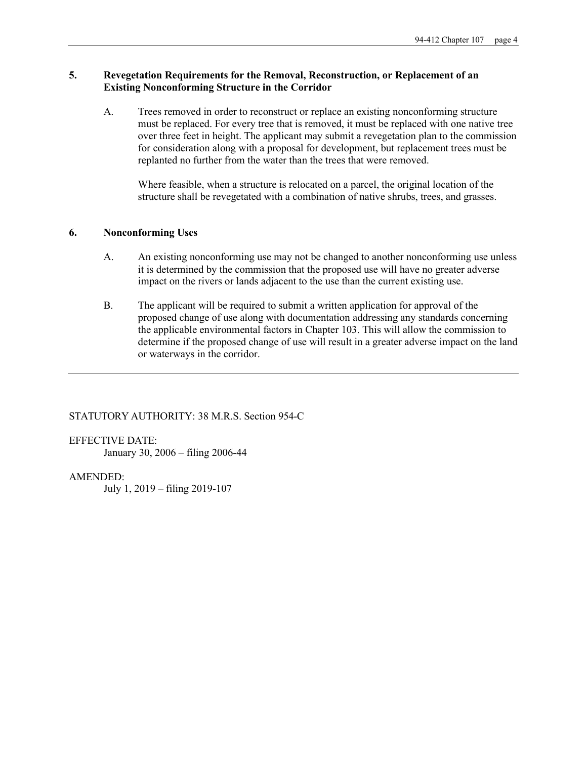## 5. Revegetation Requirements for the Removal, Reconstruction, or Replacement of an Existing Nonconforming Structure in the Corridor

A. Trees removed in order to reconstruct or replace an existing nonconforming structure must be replaced. For every tree that is removed, it must be replaced with one native tree over three feet in height. The applicant may submit a revegetation plan to the commission for consideration along with a proposal for development, but replacement trees must be replanted no further from the water than the trees that were removed.

Where feasible, when a structure is relocated on a parcel, the original location of the structure shall be revegetated with a combination of native shrubs, trees, and grasses.

## 6. Nonconforming Uses

A. An existing nonconforming use may not be changed to another nonconforming use unless it is determined by the commission that the proposed use will have no greater adverse impact on the rivers or lands adjacent to the use than the current existing use.

B. The applicant will be required to submit a written application for approval of the proposed change of use along with documentation addressing any standards concerning the applicable environmental factors in Chapter 103. This will allow the commission to determine if the proposed change of use will result in a greater adverse impact on the land or waterways in the corridor.

---

STATUTORY AUTHORITY: 38 M.R.S. Section 954-C

EFFECTIVE DATE:
January 30, 2006 – filing 2006-44

AMENDED:
July 1, 2019 – filing 2019-107